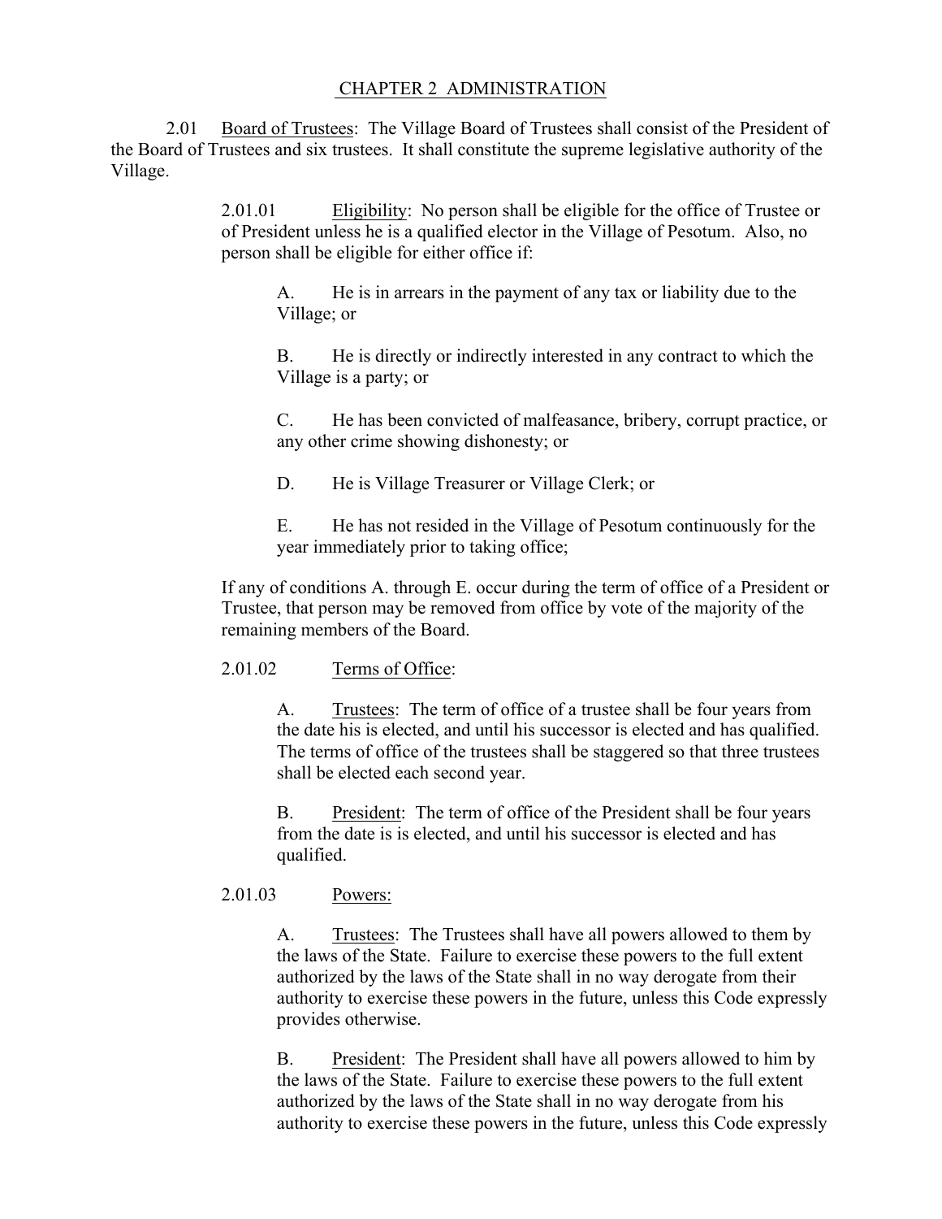# CHAPTER 2 ADMINISTRATION

2.01 Board of Trustees: The Village Board of Trustees shall consist of the President of the Board of Trustees and six trustees. It shall constitute the supreme legislative authority of the Village.

2.01.01 Eligibility: No person shall be eligible for the office of Trustee or of President unless he is a qualified elector in the Village of Pesotum. Also, no person shall be eligible for either office if:

A. He is in arrears in the payment of any tax or liability due to the Village; or

B. He is directly or indirectly interested in any contract to which the Village is a party; or

C. He has been convicted of malfeasance, bribery, corrupt practice, or any other crime showing dishonesty; or

D. He is Village Treasurer or Village Clerk; or

E. He has not resided in the Village of Pesotum continuously for the year immediately prior to taking office;

If any of conditions A. through E. occur during the term of office of a President or Trustee, that person may be removed from office by vote of the majority of the remaining members of the Board.

2.01.02 Terms of Office:

A. Trustees: The term of office of a trustee shall be four years from the date his is elected, and until his successor is elected and has qualified. The terms of office of the trustees shall be staggered so that three trustees shall be elected each second year.

B. President: The term of office of the President shall be four years from the date is is elected, and until his successor is elected and has qualified.

2.01.03 Powers:

A. Trustees: The Trustees shall have all powers allowed to them by the laws of the State. Failure to exercise these powers to the full extent authorized by the laws of the State shall in no way derogate from their authority to exercise these powers in the future, unless this Code expressly provides otherwise.

B. President: The President shall have all powers allowed to him by the laws of the State. Failure to exercise these powers to the full extent authorized by the laws of the State shall in no way derogate from his authority to exercise these powers in the future, unless this Code expressly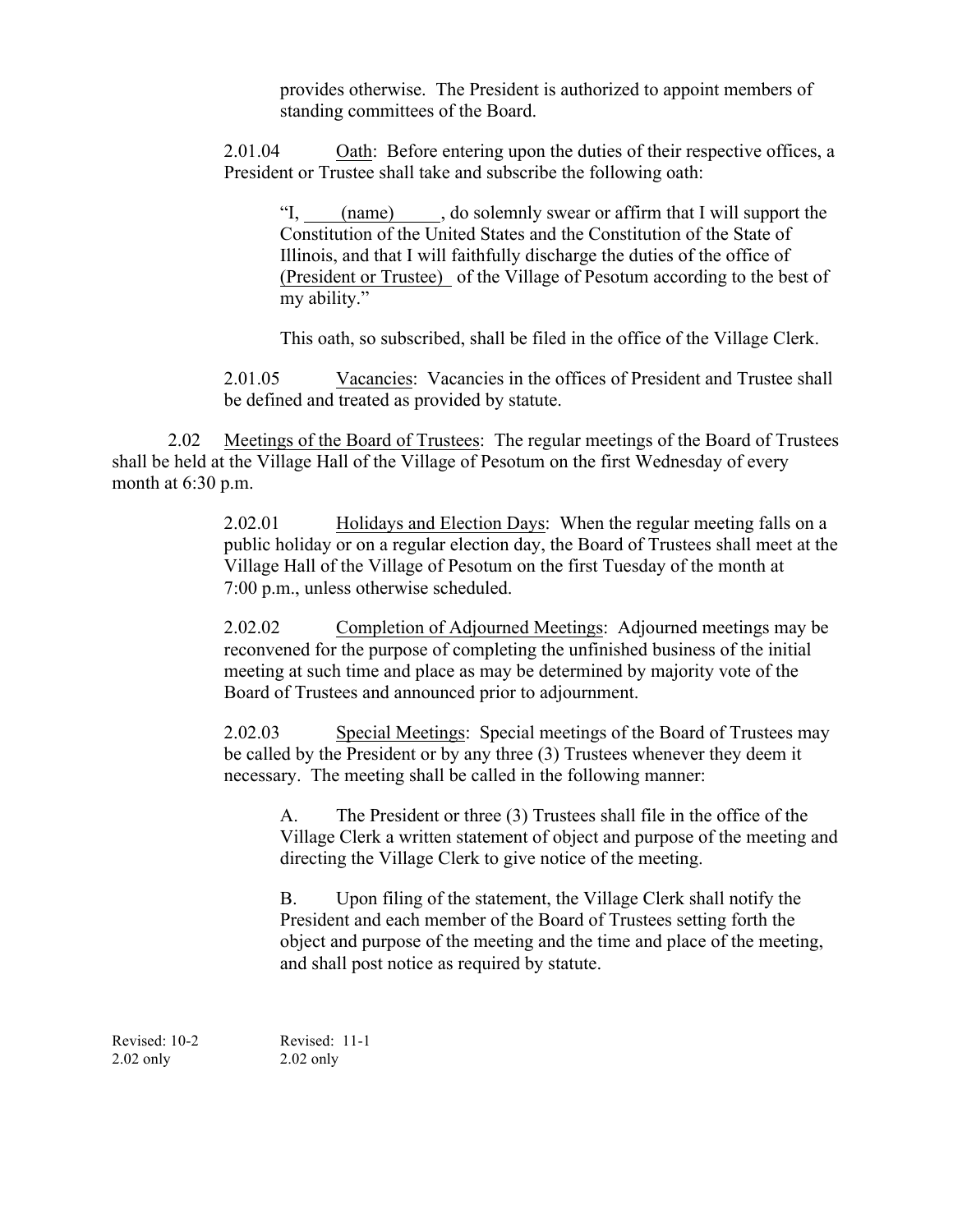provides otherwise. The President is authorized to appoint members of standing committees of the Board.

2.01.04 Oath: Before entering upon the duties of their respective offices, a President or Trustee shall take and subscribe the following oath:

> "I, (name) , do solemnly swear or affirm that I will support the Constitution of the United States and the Constitution of the State of Illinois, and that I will faithfully discharge the duties of the office of (President or Trustee) of the Village of Pesotum according to the best of my ability."
>
> This oath, so subscribed, shall be filed in the office of the Village Clerk.

2.01.05 Vacancies: Vacancies in the offices of President and Trustee shall be defined and treated as provided by statute.

2.02 Meetings of the Board of Trustees: The regular meetings of the Board of Trustees shall be held at the Village Hall of the Village of Pesotum on the first Wednesday of every month at 6:30 p.m.

2.02.01 Holidays and Election Days: When the regular meeting falls on a public holiday or on a regular election day, the Board of Trustees shall meet at the Village Hall of the Village of Pesotum on the first Tuesday of the month at 7:00 p.m., unless otherwise scheduled.

2.02.02 Completion of Adjourned Meetings: Adjourned meetings may be reconvened for the purpose of completing the unfinished business of the initial meeting at such time and place as may be determined by majority vote of the Board of Trustees and announced prior to adjournment.

2.02.03 Special Meetings: Special meetings of the Board of Trustees may be called by the President or by any three (3) Trustees whenever they deem it necessary. The meeting shall be called in the following manner:

A. The President or three (3) Trustees shall file in the office of the Village Clerk a written statement of object and purpose of the meeting and directing the Village Clerk to give notice of the meeting.

B. Upon filing of the statement, the Village Clerk shall notify the President and each member of the Board of Trustees setting forth the object and purpose of the meeting and the time and place of the meeting, and shall post notice as required by statute.

Revised: 10-2
2.02 only

Revised: 11-1
2.02 only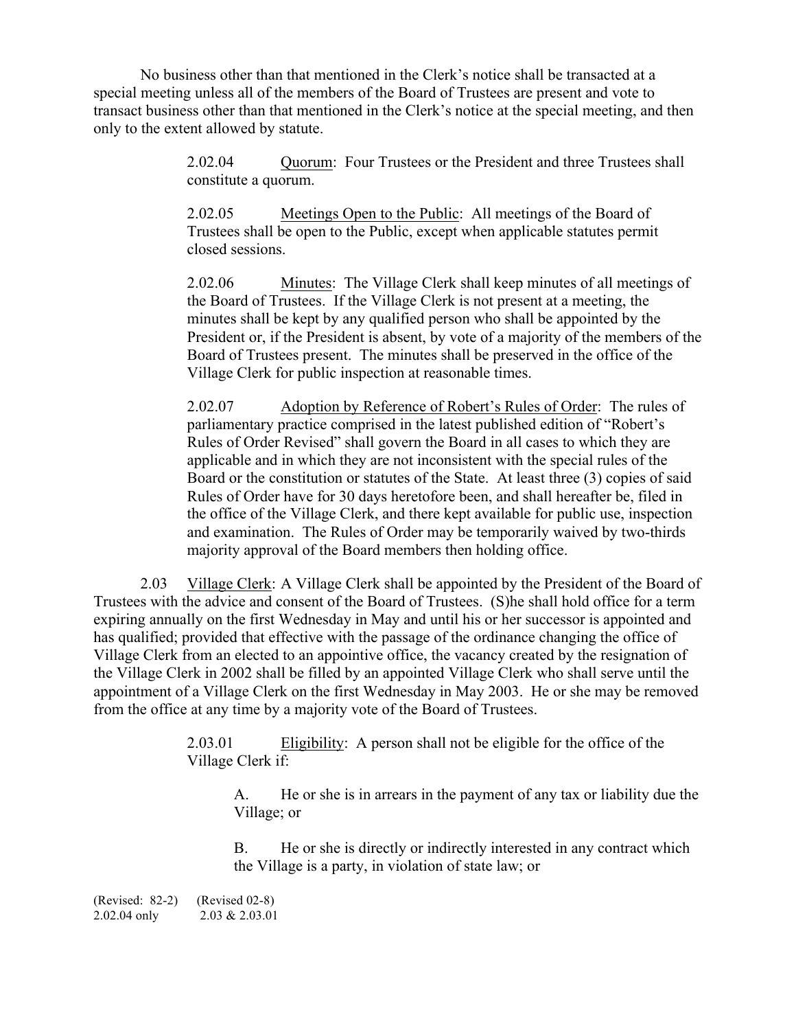No business other than that mentioned in the Clerk's notice shall be transacted at a special meeting unless all of the members of the Board of Trustees are present and vote to transact business other than that mentioned in the Clerk's notice at the special meeting, and then only to the extent allowed by statute.

> 2.02.04 Quorum: Four Trustees or the President and three Trustees shall constitute a quorum.
>
> 2.02.05 Meetings Open to the Public: All meetings of the Board of Trustees shall be open to the Public, except when applicable statutes permit closed sessions.
>
> 2.02.06 Minutes: The Village Clerk shall keep minutes of all meetings of the Board of Trustees. If the Village Clerk is not present at a meeting, the minutes shall be kept by any qualified person who shall be appointed by the President or, if the President is absent, by vote of a majority of the members of the Board of Trustees present. The minutes shall be preserved in the office of the Village Clerk for public inspection at reasonable times.
>
> 2.02.07 Adoption by Reference of Robert's Rules of Order: The rules of parliamentary practice comprised in the latest published edition of "Robert's Rules of Order Revised" shall govern the Board in all cases to which they are applicable and in which they are not inconsistent with the special rules of the Board or the constitution or statutes of the State. At least three (3) copies of said Rules of Order have for 30 days heretofore been, and shall hereafter be, filed in the office of the Village Clerk, and there kept available for public use, inspection and examination. The Rules of Order may be temporarily waived by two-thirds majority approval of the Board members then holding office.

2.03 Village Clerk: A Village Clerk shall be appointed by the President of the Board of Trustees with the advice and consent of the Board of Trustees. (S)he shall hold office for a term expiring annually on the first Wednesday in May and until his or her successor is appointed and has qualified; provided that effective with the passage of the ordinance changing the office of Village Clerk from an elected to an appointive office, the vacancy created by the resignation of the Village Clerk in 2002 shall be filled by an appointed Village Clerk who shall serve until the appointment of a Village Clerk on the first Wednesday in May 2003. He or she may be removed from the office at any time by a majority vote of the Board of Trustees.

> 2.03.01 Eligibility: A person shall not be eligible for the office of the Village Clerk if:
>
> > A. He or she is in arrears in the payment of any tax or liability due the Village; or
> >
> > B. He or she is directly or indirectly interested in any contract which the Village is a party, in violation of state law; or

(Revised: 82-2) 2.02.04 only    (Revised 02-8) 2.03 & 2.03.01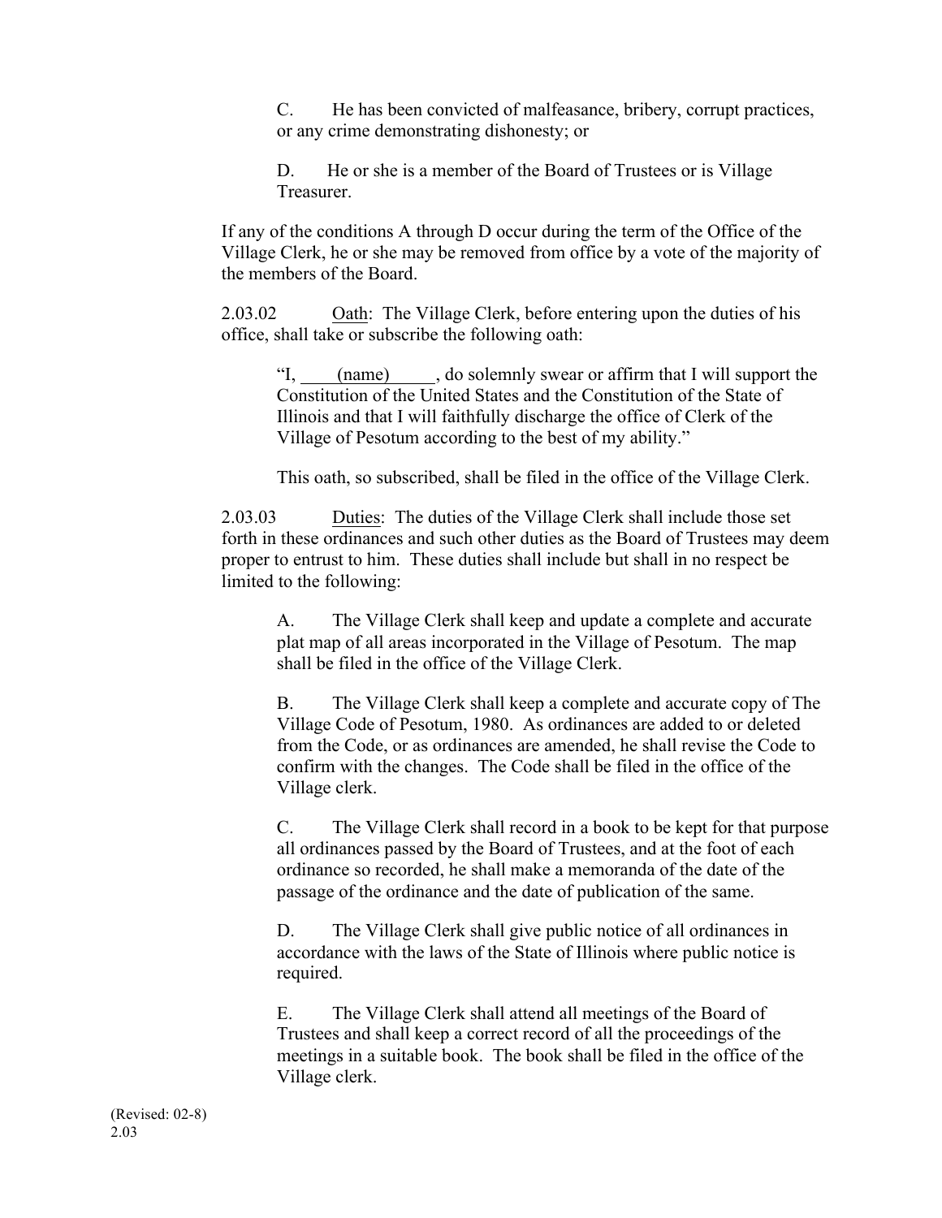C. He has been convicted of malfeasance, bribery, corrupt practices, or any crime demonstrating dishonesty; or

D. He or she is a member of the Board of Trustees or is Village Treasurer.

If any of the conditions A through D occur during the term of the Office of the Village Clerk, he or she may be removed from office by a vote of the majority of the members of the Board.

2.03.02 Oath: The Village Clerk, before entering upon the duties of his office, shall take or subscribe the following oath:

> "I, ____(name)_____, do solemnly swear or affirm that I will support the Constitution of the United States and the Constitution of the State of Illinois and that I will faithfully discharge the office of Clerk of the Village of Pesotum according to the best of my ability."
>
> This oath, so subscribed, shall be filed in the office of the Village Clerk.

2.03.03 Duties: The duties of the Village Clerk shall include those set forth in these ordinances and such other duties as the Board of Trustees may deem proper to entrust to him. These duties shall include but shall in no respect be limited to the following:

A. The Village Clerk shall keep and update a complete and accurate plat map of all areas incorporated in the Village of Pesotum. The map shall be filed in the office of the Village Clerk.

B. The Village Clerk shall keep a complete and accurate copy of The Village Code of Pesotum, 1980. As ordinances are added to or deleted from the Code, or as ordinances are amended, he shall revise the Code to confirm with the changes. The Code shall be filed in the office of the Village clerk.

C. The Village Clerk shall record in a book to be kept for that purpose all ordinances passed by the Board of Trustees, and at the foot of each ordinance so recorded, he shall make a memoranda of the date of the passage of the ordinance and the date of publication of the same.

D. The Village Clerk shall give public notice of all ordinances in accordance with the laws of the State of Illinois where public notice is required.

E. The Village Clerk shall attend all meetings of the Board of Trustees and shall keep a correct record of all the proceedings of the meetings in a suitable book. The book shall be filed in the office of the Village clerk.

(Revised: 02-8)
2.03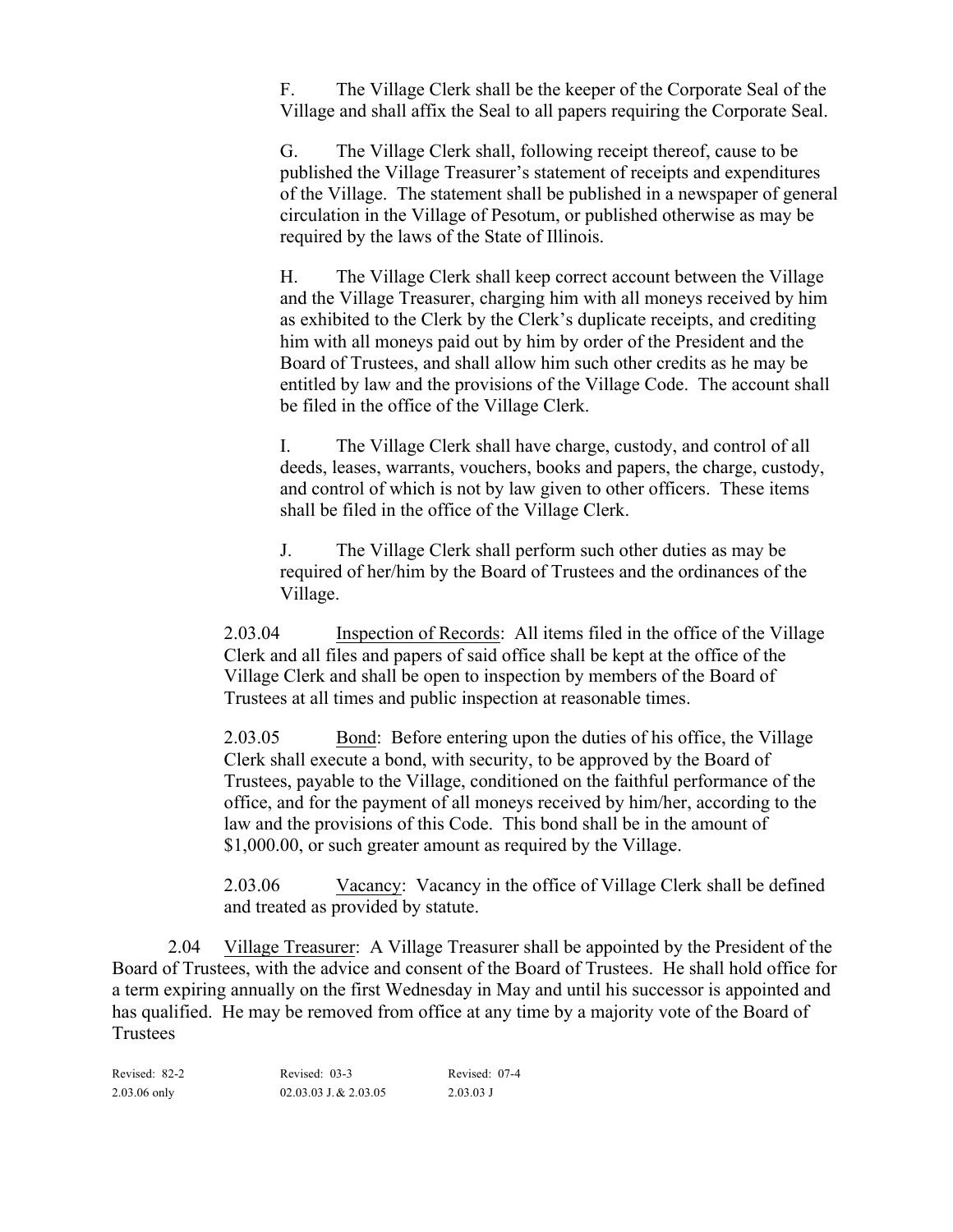F. The Village Clerk shall be the keeper of the Corporate Seal of the Village and shall affix the Seal to all papers requiring the Corporate Seal.

G. The Village Clerk shall, following receipt thereof, cause to be published the Village Treasurer's statement of receipts and expenditures of the Village. The statement shall be published in a newspaper of general circulation in the Village of Pesotum, or published otherwise as may be required by the laws of the State of Illinois.

H. The Village Clerk shall keep correct account between the Village and the Village Treasurer, charging him with all moneys received by him as exhibited to the Clerk by the Clerk's duplicate receipts, and crediting him with all moneys paid out by him by order of the President and the Board of Trustees, and shall allow him such other credits as he may be entitled by law and the provisions of the Village Code. The account shall be filed in the office of the Village Clerk.

I. The Village Clerk shall have charge, custody, and control of all deeds, leases, warrants, vouchers, books and papers, the charge, custody, and control of which is not by law given to other officers. These items shall be filed in the office of the Village Clerk.

J. The Village Clerk shall perform such other duties as may be required of her/him by the Board of Trustees and the ordinances of the Village.

2.03.04 Inspection of Records: All items filed in the office of the Village Clerk and all files and papers of said office shall be kept at the office of the Village Clerk and shall be open to inspection by members of the Board of Trustees at all times and public inspection at reasonable times.

2.03.05 Bond: Before entering upon the duties of his office, the Village Clerk shall execute a bond, with security, to be approved by the Board of Trustees, payable to the Village, conditioned on the faithful performance of the office, and for the payment of all moneys received by him/her, according to the law and the provisions of this Code. This bond shall be in the amount of $1,000.00, or such greater amount as required by the Village.

2.03.06 Vacancy: Vacancy in the office of Village Clerk shall be defined and treated as provided by statute.

2.04 Village Treasurer: A Village Treasurer shall be appointed by the President of the Board of Trustees, with the advice and consent of the Board of Trustees. He shall hold office for a term expiring annually on the first Wednesday in May and until his successor is appointed and has qualified. He may be removed from office at any time by a majority vote of the Board of Trustees

| Revised: 82-2 | Revised: 03-3 | Revised: 07-4 |
| --- | --- | --- |
| 2.03.06 only | 02.03.03 J. & 2.03.05 | 2.03.03 J |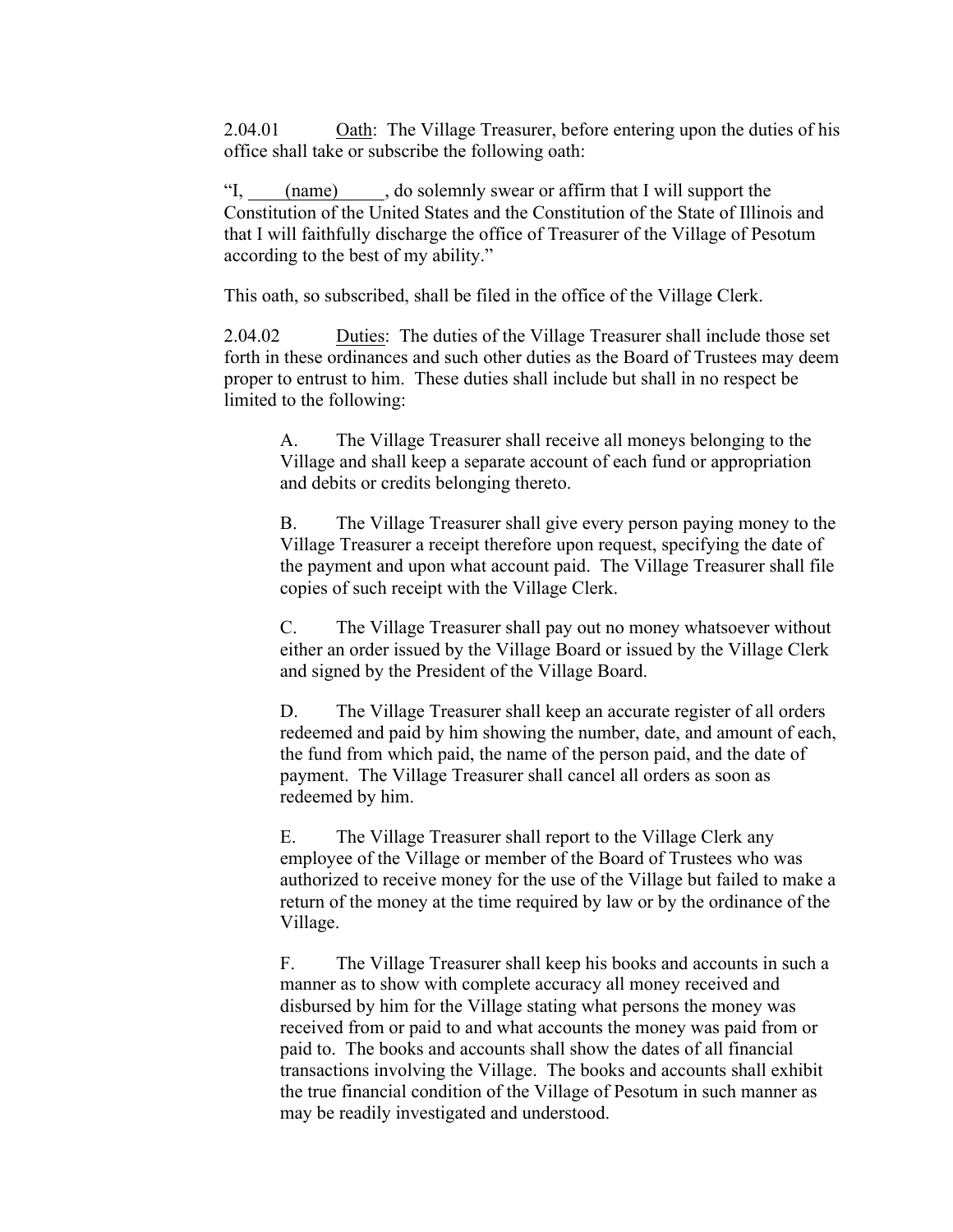2.04.01 Oath: The Village Treasurer, before entering upon the duties of his office shall take or subscribe the following oath:

"I, (name), do solemnly swear or affirm that I will support the Constitution of the United States and the Constitution of the State of Illinois and that I will faithfully discharge the office of Treasurer of the Village of Pesotum according to the best of my ability."

This oath, so subscribed, shall be filed in the office of the Village Clerk.

2.04.02 Duties: The duties of the Village Treasurer shall include those set forth in these ordinances and such other duties as the Board of Trustees may deem proper to entrust to him. These duties shall include but shall in no respect be limited to the following:

A. The Village Treasurer shall receive all moneys belonging to the Village and shall keep a separate account of each fund or appropriation and debits or credits belonging thereto.

B. The Village Treasurer shall give every person paying money to the Village Treasurer a receipt therefore upon request, specifying the date of the payment and upon what account paid. The Village Treasurer shall file copies of such receipt with the Village Clerk.

C. The Village Treasurer shall pay out no money whatsoever without either an order issued by the Village Board or issued by the Village Clerk and signed by the President of the Village Board.

D. The Village Treasurer shall keep an accurate register of all orders redeemed and paid by him showing the number, date, and amount of each, the fund from which paid, the name of the person paid, and the date of payment. The Village Treasurer shall cancel all orders as soon as redeemed by him.

E. The Village Treasurer shall report to the Village Clerk any employee of the Village or member of the Board of Trustees who was authorized to receive money for the use of the Village but failed to make a return of the money at the time required by law or by the ordinance of the Village.

F. The Village Treasurer shall keep his books and accounts in such a manner as to show with complete accuracy all money received and disbursed by him for the Village stating what persons the money was received from or paid to and what accounts the money was paid from or paid to. The books and accounts shall show the dates of all financial transactions involving the Village. The books and accounts shall exhibit the true financial condition of the Village of Pesotum in such manner as may be readily investigated and understood.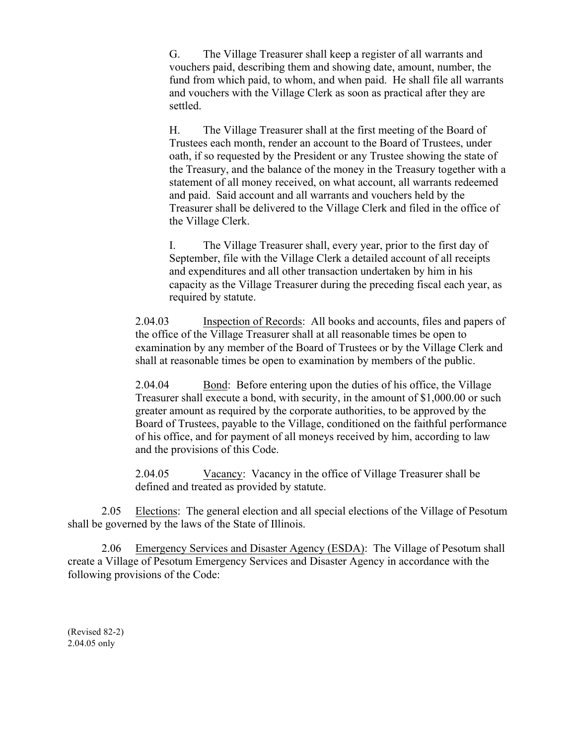G. The Village Treasurer shall keep a register of all warrants and vouchers paid, describing them and showing date, amount, number, the fund from which paid, to whom, and when paid. He shall file all warrants and vouchers with the Village Clerk as soon as practical after they are settled.

H. The Village Treasurer shall at the first meeting of the Board of Trustees each month, render an account to the Board of Trustees, under oath, if so requested by the President or any Trustee showing the state of the Treasury, and the balance of the money in the Treasury together with a statement of all money received, on what account, all warrants redeemed and paid. Said account and all warrants and vouchers held by the Treasurer shall be delivered to the Village Clerk and filed in the office of the Village Clerk.

I. The Village Treasurer shall, every year, prior to the first day of September, file with the Village Clerk a detailed account of all receipts and expenditures and all other transaction undertaken by him in his capacity as the Village Treasurer during the preceding fiscal each year, as required by statute.

2.04.03 Inspection of Records: All books and accounts, files and papers of the office of the Village Treasurer shall at all reasonable times be open to examination by any member of the Board of Trustees or by the Village Clerk and shall at reasonable times be open to examination by members of the public.

2.04.04 Bond: Before entering upon the duties of his office, the Village Treasurer shall execute a bond, with security, in the amount of $1,000.00 or such greater amount as required by the corporate authorities, to be approved by the Board of Trustees, payable to the Village, conditioned on the faithful performance of his office, and for payment of all moneys received by him, according to law and the provisions of this Code.

2.04.05 Vacancy: Vacancy in the office of Village Treasurer shall be defined and treated as provided by statute.

2.05 Elections: The general election and all special elections of the Village of Pesotum shall be governed by the laws of the State of Illinois.

2.06 Emergency Services and Disaster Agency (ESDA): The Village of Pesotum shall create a Village of Pesotum Emergency Services and Disaster Agency in accordance with the following provisions of the Code:

(Revised 82-2)
2.04.05 only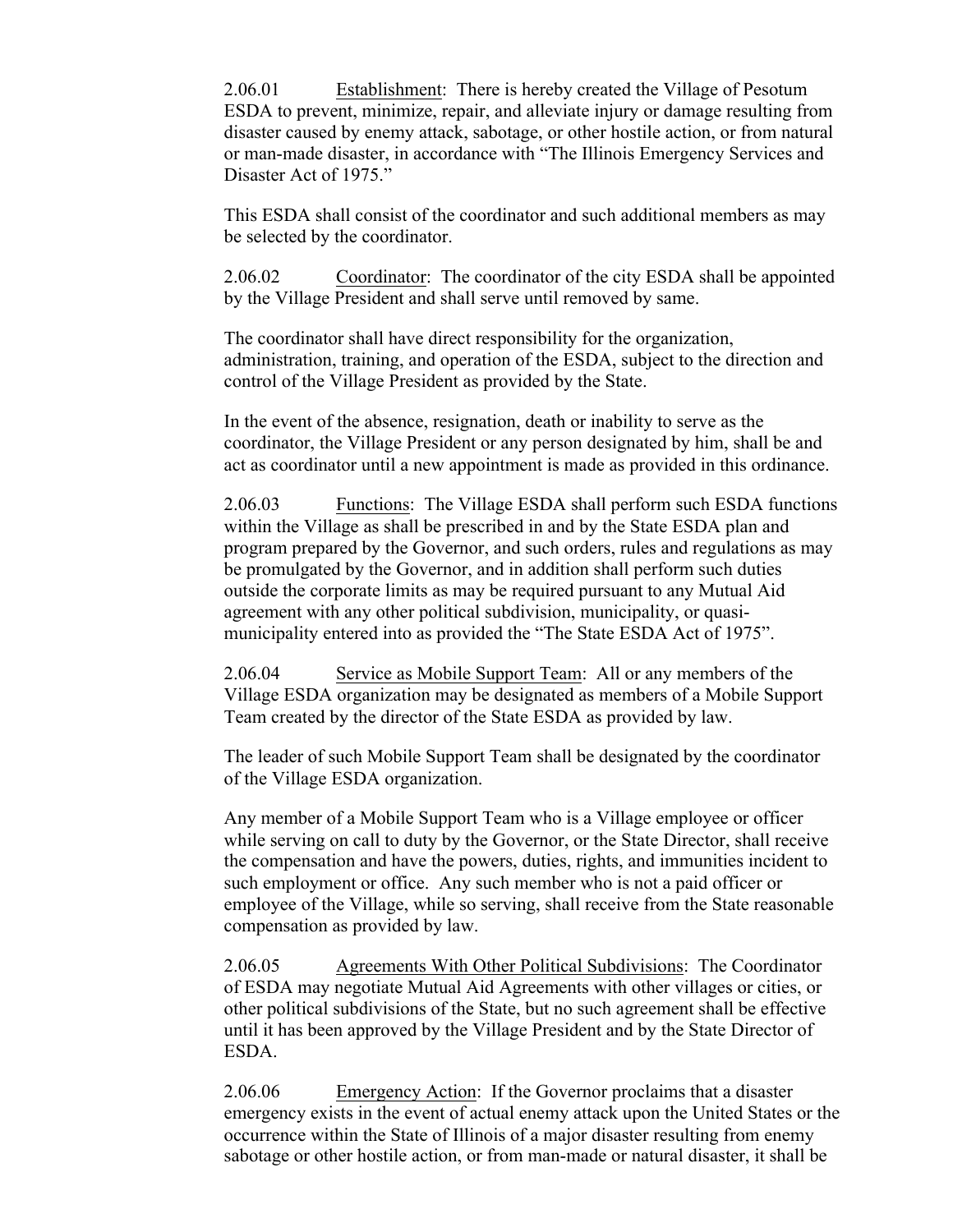2.06.01 <u>Establishment</u>: There is hereby created the Village of Pesotum ESDA to prevent, minimize, repair, and alleviate injury or damage resulting from disaster caused by enemy attack, sabotage, or other hostile action, or from natural or man-made disaster, in accordance with "The Illinois Emergency Services and Disaster Act of 1975."

This ESDA shall consist of the coordinator and such additional members as may be selected by the coordinator.

2.06.02 <u>Coordinator</u>: The coordinator of the city ESDA shall be appointed by the Village President and shall serve until removed by same.

The coordinator shall have direct responsibility for the organization, administration, training, and operation of the ESDA, subject to the direction and control of the Village President as provided by the State.

In the event of the absence, resignation, death or inability to serve as the coordinator, the Village President or any person designated by him, shall be and act as coordinator until a new appointment is made as provided in this ordinance.

2.06.03 <u>Functions</u>: The Village ESDA shall perform such ESDA functions within the Village as shall be prescribed in and by the State ESDA plan and program prepared by the Governor, and such orders, rules and regulations as may be promulgated by the Governor, and in addition shall perform such duties outside the corporate limits as may be required pursuant to any Mutual Aid agreement with any other political subdivision, municipality, or quasi-municipality entered into as provided the "The State ESDA Act of 1975".

2.06.04 <u>Service as Mobile Support Team</u>: All or any members of the Village ESDA organization may be designated as members of a Mobile Support Team created by the director of the State ESDA as provided by law.

The leader of such Mobile Support Team shall be designated by the coordinator of the Village ESDA organization.

Any member of a Mobile Support Team who is a Village employee or officer while serving on call to duty by the Governor, or the State Director, shall receive the compensation and have the powers, duties, rights, and immunities incident to such employment or office. Any such member who is not a paid officer or employee of the Village, while so serving, shall receive from the State reasonable compensation as provided by law.

2.06.05 <u>Agreements With Other Political Subdivisions</u>: The Coordinator of ESDA may negotiate Mutual Aid Agreements with other villages or cities, or other political subdivisions of the State, but no such agreement shall be effective until it has been approved by the Village President and by the State Director of ESDA.

2.06.06 <u>Emergency Action</u>: If the Governor proclaims that a disaster emergency exists in the event of actual enemy attack upon the United States or the occurrence within the State of Illinois of a major disaster resulting from enemy sabotage or other hostile action, or from man-made or natural disaster, it shall be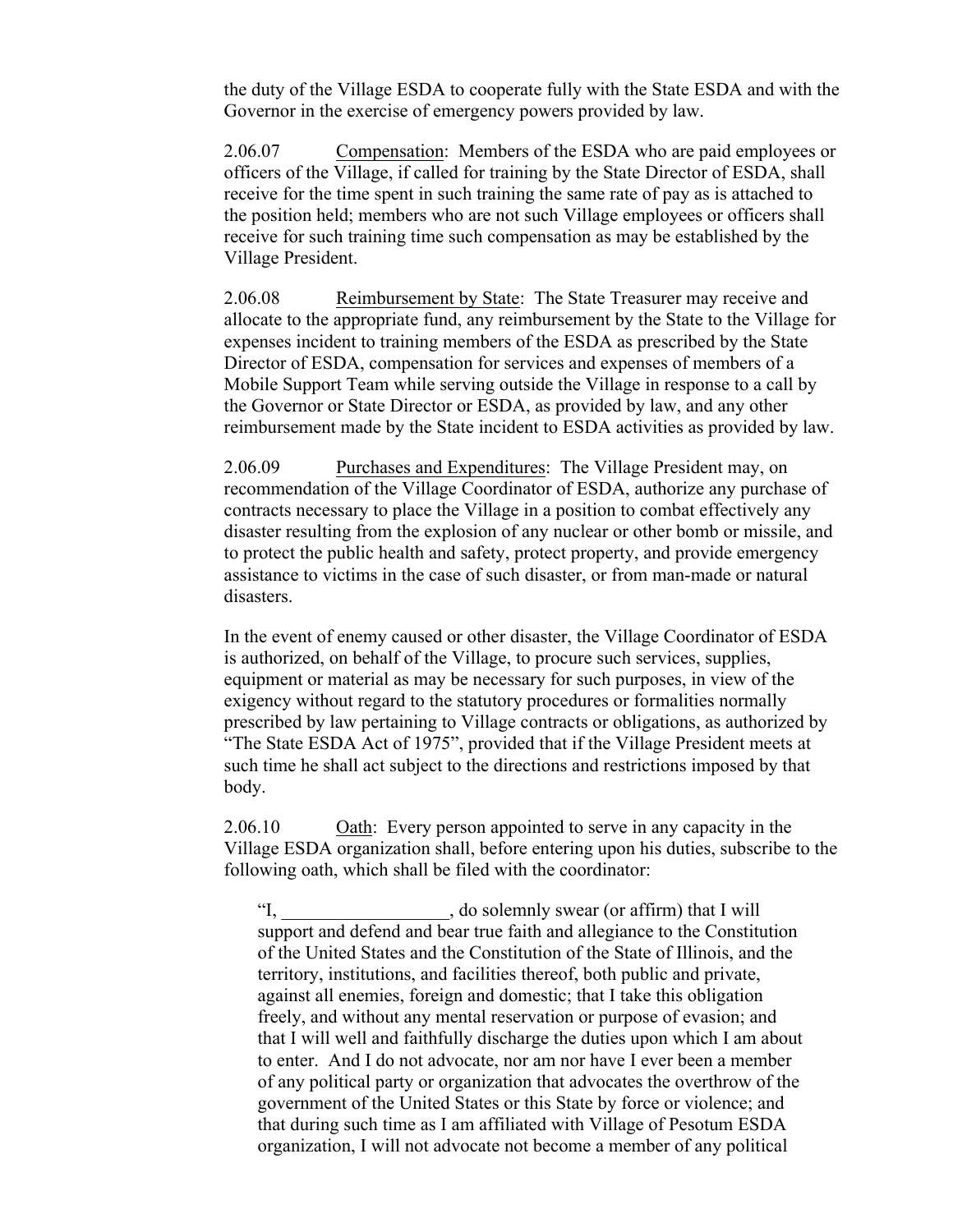the duty of the Village ESDA to cooperate fully with the State ESDA and with the Governor in the exercise of emergency powers provided by law.

2.06.07 Compensation: Members of the ESDA who are paid employees or officers of the Village, if called for training by the State Director of ESDA, shall receive for the time spent in such training the same rate of pay as is attached to the position held; members who are not such Village employees or officers shall receive for such training time such compensation as may be established by the Village President.

2.06.08 Reimbursement by State: The State Treasurer may receive and allocate to the appropriate fund, any reimbursement by the State to the Village for expenses incident to training members of the ESDA as prescribed by the State Director of ESDA, compensation for services and expenses of members of a Mobile Support Team while serving outside the Village in response to a call by the Governor or State Director or ESDA, as provided by law, and any other reimbursement made by the State incident to ESDA activities as provided by law.

2.06.09 Purchases and Expenditures: The Village President may, on recommendation of the Village Coordinator of ESDA, authorize any purchase of contracts necessary to place the Village in a position to combat effectively any disaster resulting from the explosion of any nuclear or other bomb or missile, and to protect the public health and safety, protect property, and provide emergency assistance to victims in the case of such disaster, or from man-made or natural disasters.

In the event of enemy caused or other disaster, the Village Coordinator of ESDA is authorized, on behalf of the Village, to procure such services, supplies, equipment or material as may be necessary for such purposes, in view of the exigency without regard to the statutory procedures or formalities normally prescribed by law pertaining to Village contracts or obligations, as authorized by "The State ESDA Act of 1975", provided that if the Village President meets at such time he shall act subject to the directions and restrictions imposed by that body.

2.06.10 Oath: Every person appointed to serve in any capacity in the Village ESDA organization shall, before entering upon his duties, subscribe to the following oath, which shall be filed with the coordinator:

> "I, __________________, do solemnly swear (or affirm) that I will support and defend and bear true faith and allegiance to the Constitution of the United States and the Constitution of the State of Illinois, and the territory, institutions, and facilities thereof, both public and private, against all enemies, foreign and domestic; that I take this obligation freely, and without any mental reservation or purpose of evasion; and that I will well and faithfully discharge the duties upon which I am about to enter. And I do not advocate, nor am nor have I ever been a member of any political party or organization that advocates the overthrow of the government of the United States or this State by force or violence; and that during such time as I am affiliated with Village of Pesotum ESDA organization, I will not advocate not become a member of any political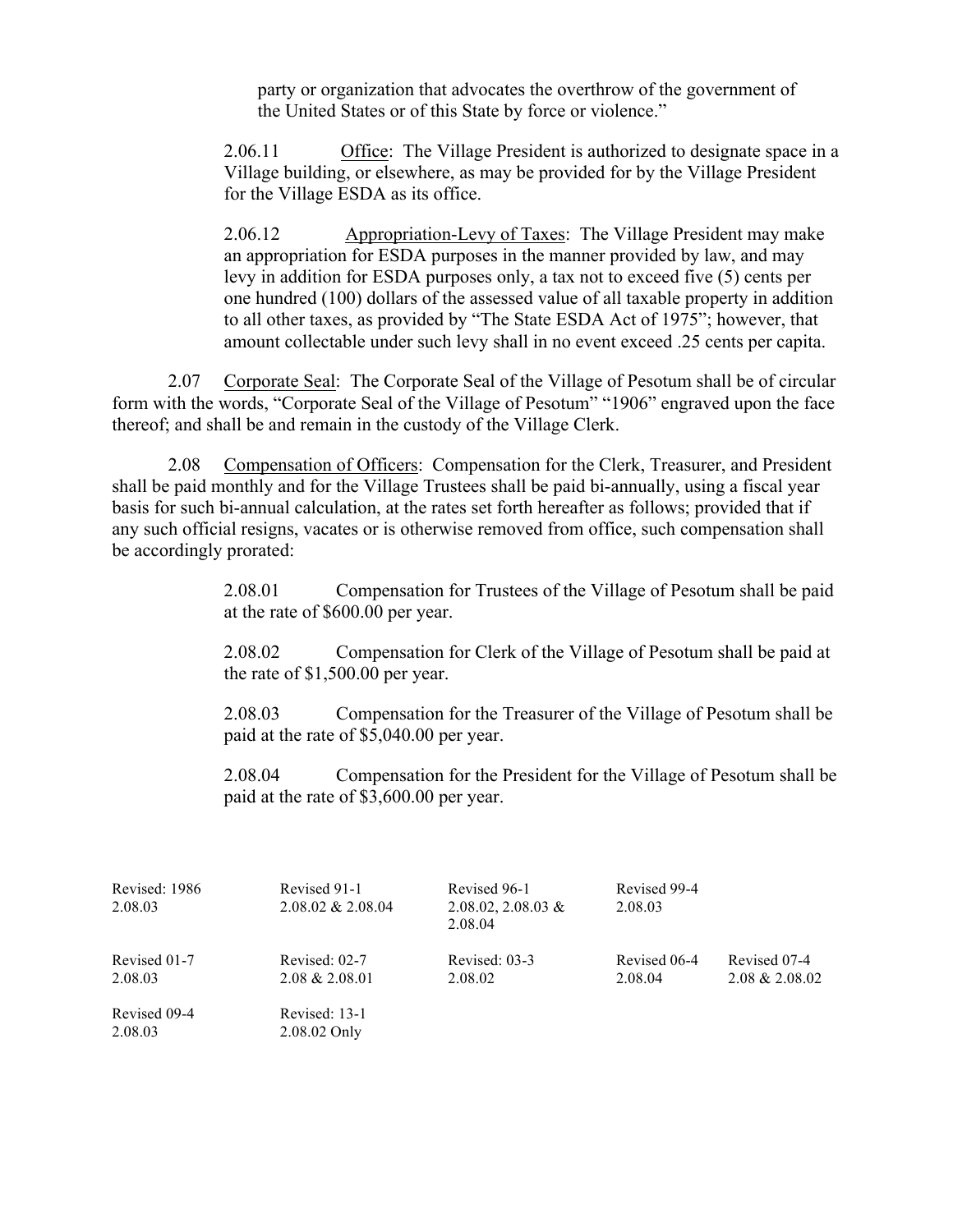party or organization that advocates the overthrow of the government of the United States or of this State by force or violence."

2.06.11 Office: The Village President is authorized to designate space in a Village building, or elsewhere, as may be provided for by the Village President for the Village ESDA as its office.

2.06.12 Appropriation-Levy of Taxes: The Village President may make an appropriation for ESDA purposes in the manner provided by law, and may levy in addition for ESDA purposes only, a tax not to exceed five (5) cents per one hundred (100) dollars of the assessed value of all taxable property in addition to all other taxes, as provided by "The State ESDA Act of 1975"; however, that amount collectable under such levy shall in no event exceed .25 cents per capita.

2.07 Corporate Seal: The Corporate Seal of the Village of Pesotum shall be of circular form with the words, "Corporate Seal of the Village of Pesotum" "1906" engraved upon the face thereof; and shall be and remain in the custody of the Village Clerk.

2.08 Compensation of Officers: Compensation for the Clerk, Treasurer, and President shall be paid monthly and for the Village Trustees shall be paid bi-annually, using a fiscal year basis for such bi-annual calculation, at the rates set forth hereafter as follows; provided that if any such official resigns, vacates or is otherwise removed from office, such compensation shall be accordingly prorated:

2.08.01 Compensation for Trustees of the Village of Pesotum shall be paid at the rate of $600.00 per year.

2.08.02 Compensation for Clerk of the Village of Pesotum shall be paid at the rate of $1,500.00 per year.

2.08.03 Compensation for the Treasurer of the Village of Pesotum shall be paid at the rate of $5,040.00 per year.

2.08.04 Compensation for the President for the Village of Pesotum shall be paid at the rate of $3,600.00 per year.

| Revised: 1986<br>2.08.03 | Revised 91-1<br>2.08.02 & 2.08.04 | Revised 96-1<br>2.08.02, 2.08.03 & 2.08.04 | Revised 99-4<br>2.08.03 | |
|---|---|---|---|---|
| Revised 01-7<br>2.08.03 | Revised: 02-7<br>2.08 & 2.08.01 | Revised: 03-3<br>2.08.02 | Revised 06-4<br>2.08.04 | Revised 07-4<br>2.08 & 2.08.02 |
| Revised 09-4<br>2.08.03 | Revised: 13-1<br>2.08.02 Only | | | |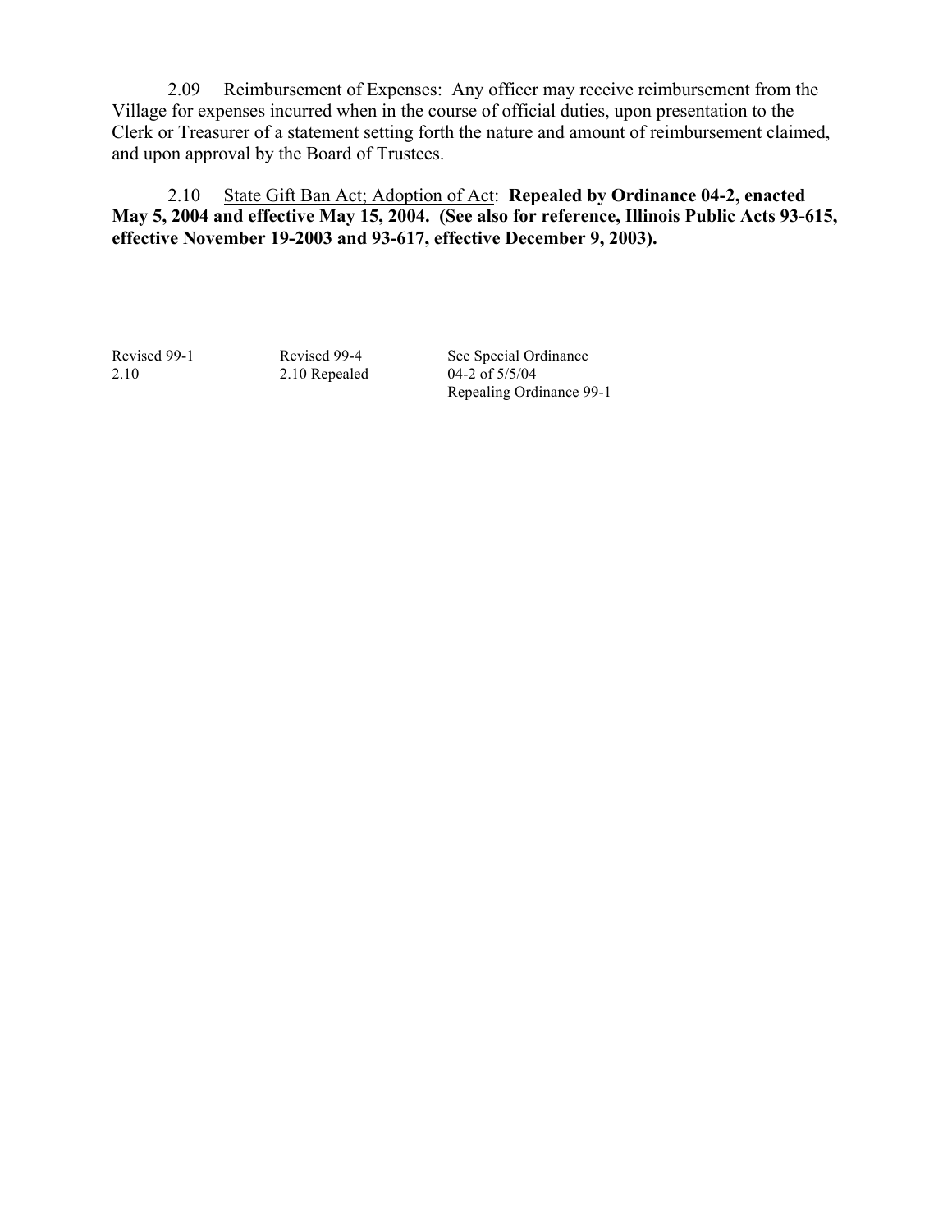2.09 Reimbursement of Expenses: Any officer may receive reimbursement from the Village for expenses incurred when in the course of official duties, upon presentation to the Clerk or Treasurer of a statement setting forth the nature and amount of reimbursement claimed, and upon approval by the Board of Trustees.

2.10 State Gift Ban Act; Adoption of Act: **Repealed by Ordinance 04-2, enacted May 5, 2004 and effective May 15, 2004. (See also for reference, Illinois Public Acts 93-615, effective November 19-2003 and 93-617, effective December 9, 2003).**

| | | |
|---|---|---|
| Revised 99-1<br>2.10 | Revised 99-4<br>2.10 Repealed | See Special Ordinance<br>04-2 of 5/5/04<br>Repealing Ordinance 99-1 |